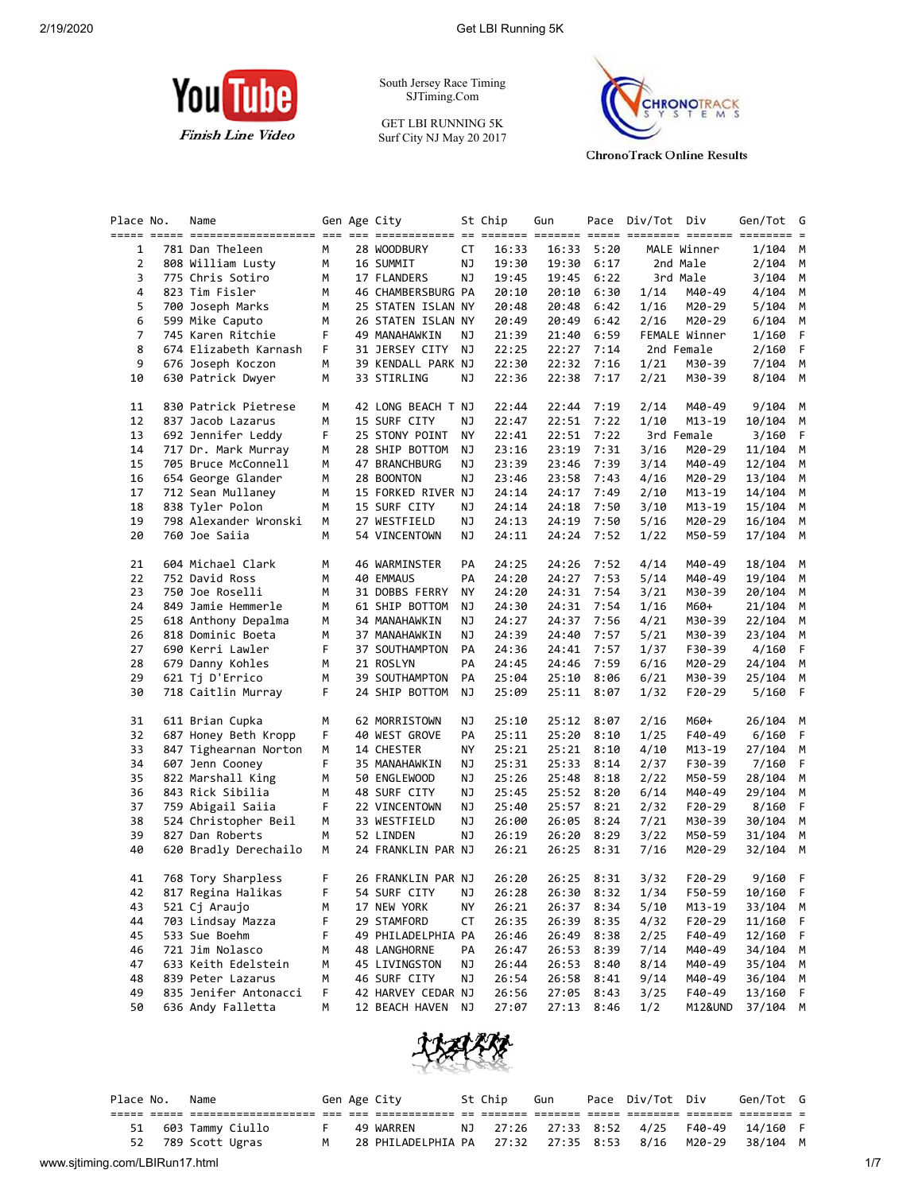South Jersey Race Timing
SJTiming.Com

GET LBI RUNNING 5K
Surf City NJ May 20 2017

ChronoTrack Online Results

| Place | No. | Name | Gen | Age | City | St | Chip | Gun | Pace | Div/Tot | Div | Gen/Tot | G |
|---|---|---|---|---|---|---|---|---|---|---|---|---|---|
| 1 | 781 | Dan Theleen | M | 28 | WOODBURY | CT | 16:33 | 16:33 | 5:20 | MALE | Winner | 1/104 | M |
| 2 | 808 | William Lusty | M | 16 | SUMMIT | NJ | 19:30 | 19:30 | 6:17 | 2nd | Male | 2/104 | M |
| 3 | 775 | Chris Sotiro | M | 17 | FLANDERS | NJ | 19:45 | 19:45 | 6:22 | 3rd | Male | 3/104 | M |
| 4 | 823 | Tim Fisler | M | 46 | CHAMBERSBURG | PA | 20:10 | 20:10 | 6:30 | 1/14 | M40-49 | 4/104 | M |
| 5 | 700 | Joseph Marks | M | 25 | STATEN ISLAN | NY | 20:48 | 20:48 | 6:42 | 1/16 | M20-29 | 5/104 | M |
| 6 | 599 | Mike Caputo | M | 26 | STATEN ISLAN | NY | 20:49 | 20:49 | 6:42 | 2/16 | M20-29 | 6/104 | M |
| 7 | 745 | Karen Ritchie | F | 49 | MANAHAWKIN | NJ | 21:39 | 21:40 | 6:59 | FEMALE | Winner | 1/160 | F |
| 8 | 674 | Elizabeth Karnash | F | 31 | JERSEY CITY | NJ | 22:25 | 22:27 | 7:14 | 2nd | Female | 2/160 | F |
| 9 | 676 | Joseph Koczon | M | 39 | KENDALL PARK | NJ | 22:30 | 22:32 | 7:16 | 1/21 | M30-39 | 7/104 | M |
| 10 | 630 | Patrick Dwyer | M | 33 | STIRLING | NJ | 22:36 | 22:38 | 7:17 | 2/21 | M30-39 | 8/104 | M |
| 11 | 830 | Patrick Pietrese | M | 42 | LONG BEACH T | NJ | 22:44 | 22:44 | 7:19 | 2/14 | M40-49 | 9/104 | M |
| 12 | 837 | Jacob Lazarus | M | 15 | SURF CITY | NJ | 22:47 | 22:51 | 7:22 | 1/10 | M13-19 | 10/104 | M |
| 13 | 692 | Jennifer Leddy | F | 25 | STONY POINT | NY | 22:41 | 22:51 | 7:22 | 3rd | Female | 3/160 | F |
| 14 | 717 | Dr. Mark Murray | M | 28 | SHIP BOTTOM | NJ | 23:16 | 23:19 | 7:31 | 3/16 | M20-29 | 11/104 | M |
| 15 | 705 | Bruce McConnell | M | 47 | BRANCHBURG | NJ | 23:39 | 23:46 | 7:39 | 3/14 | M40-49 | 12/104 | M |
| 16 | 654 | George Glander | M | 28 | BOONTON | NJ | 23:46 | 23:58 | 7:43 | 4/16 | M20-29 | 13/104 | M |
| 17 | 712 | Sean Mullaney | M | 15 | FORKED RIVER | NJ | 24:14 | 24:17 | 7:49 | 2/10 | M13-19 | 14/104 | M |
| 18 | 838 | Tyler Polon | M | 15 | SURF CITY | NJ | 24:14 | 24:18 | 7:50 | 3/10 | M13-19 | 15/104 | M |
| 19 | 798 | Alexander Wronski | M | 27 | WESTFIELD | NJ | 24:13 | 24:19 | 7:50 | 5/16 | M20-29 | 16/104 | M |
| 20 | 760 | Joe Saiia | M | 54 | VINCENTOWN | NJ | 24:11 | 24:24 | 7:52 | 1/22 | M50-59 | 17/104 | M |
| 21 | 604 | Michael Clark | M | 46 | WARMINSTER | PA | 24:25 | 24:26 | 7:52 | 4/14 | M40-49 | 18/104 | M |
| 22 | 752 | David Ross | M | 40 | EMMAUS | PA | 24:20 | 24:27 | 7:53 | 5/14 | M40-49 | 19/104 | M |
| 23 | 750 | Joe Roselli | M | 31 | DOBBS FERRY | NY | 24:20 | 24:31 | 7:54 | 3/21 | M30-39 | 20/104 | M |
| 24 | 849 | Jamie Hemmerle | M | 61 | SHIP BOTTOM | NJ | 24:30 | 24:31 | 7:54 | 1/16 | M60+ | 21/104 | M |
| 25 | 618 | Anthony Depalma | M | 34 | MANAHAWKIN | NJ | 24:27 | 24:37 | 7:56 | 4/21 | M30-39 | 22/104 | M |
| 26 | 818 | Dominic Boeta | M | 37 | MANAHAWKIN | NJ | 24:39 | 24:40 | 7:57 | 5/21 | M30-39 | 23/104 | M |
| 27 | 690 | Kerri Lawler | F | 37 | SOUTHAMPTON | PA | 24:36 | 24:41 | 7:57 | 1/37 | F30-39 | 4/160 | F |
| 28 | 679 | Danny Kohles | M | 21 | ROSLYN | PA | 24:45 | 24:46 | 7:59 | 6/16 | M20-29 | 24/104 | M |
| 29 | 621 | Tj D'Errico | M | 39 | SOUTHAMPTON | PA | 25:04 | 25:10 | 8:06 | 6/21 | M30-39 | 25/104 | M |
| 30 | 718 | Caitlin Murray | F | 24 | SHIP BOTTOM | NJ | 25:09 | 25:11 | 8:07 | 1/32 | F20-29 | 5/160 | F |
| 31 | 611 | Brian Cupka | M | 62 | MORRISTOWN | NJ | 25:10 | 25:12 | 8:07 | 2/16 | M60+ | 26/104 | M |
| 32 | 687 | Honey Beth Kropp | F | 40 | WEST GROVE | PA | 25:11 | 25:20 | 8:10 | 1/25 | F40-49 | 6/160 | F |
| 33 | 847 | Tighearnan Norton | M | 14 | CHESTER | NY | 25:21 | 25:21 | 8:10 | 4/10 | M13-19 | 27/104 | M |
| 34 | 607 | Jenn Cooney | F | 35 | MANAHAWKIN | NJ | 25:31 | 25:33 | 8:14 | 2/37 | F30-39 | 7/160 | F |
| 35 | 822 | Marshall King | M | 50 | ENGLEWOOD | NJ | 25:26 | 25:48 | 8:18 | 2/22 | M50-59 | 28/104 | M |
| 36 | 843 | Rick Sibilia | M | 48 | SURF CITY | NJ | 25:45 | 25:52 | 8:20 | 6/14 | M40-49 | 29/104 | M |
| 37 | 759 | Abigail Saiia | F | 22 | VINCENTOWN | NJ | 25:40 | 25:57 | 8:21 | 2/32 | F20-29 | 8/160 | F |
| 38 | 524 | Christopher Beil | M | 33 | WESTFIELD | NJ | 26:00 | 26:05 | 8:24 | 7/21 | M30-39 | 30/104 | M |
| 39 | 827 | Dan Roberts | M | 52 | LINDEN | NJ | 26:19 | 26:20 | 8:29 | 3/22 | M50-59 | 31/104 | M |
| 40 | 620 | Bradly Derechailo | M | 24 | FRANKLIN PAR | NJ | 26:21 | 26:25 | 8:31 | 7/16 | M20-29 | 32/104 | M |
| 41 | 768 | Tory Sharpless | F | 26 | FRANKLIN PAR | NJ | 26:20 | 26:25 | 8:31 | 3/32 | F20-29 | 9/160 | F |
| 42 | 817 | Regina Halikas | F | 54 | SURF CITY | NJ | 26:28 | 26:30 | 8:32 | 1/34 | F50-59 | 10/160 | F |
| 43 | 521 | Cj Araujo | M | 17 | NEW YORK | NY | 26:21 | 26:37 | 8:34 | 5/10 | M13-19 | 33/104 | M |
| 44 | 703 | Lindsay Mazza | F | 29 | STAMFORD | CT | 26:35 | 26:39 | 8:35 | 4/32 | F20-29 | 11/160 | F |
| 45 | 533 | Sue Boehm | F | 49 | PHILADELPHIA | PA | 26:46 | 26:49 | 8:38 | 2/25 | F40-49 | 12/160 | F |
| 46 | 721 | Jim Nolasco | M | 48 | LANGHORNE | PA | 26:47 | 26:53 | 8:39 | 7/14 | M40-49 | 34/104 | M |
| 47 | 633 | Keith Edelstein | M | 45 | LIVINGSTON | NJ | 26:44 | 26:53 | 8:40 | 8/14 | M40-49 | 35/104 | M |
| 48 | 839 | Peter Lazarus | M | 46 | SURF CITY | NJ | 26:54 | 26:58 | 8:41 | 9/14 | M40-49 | 36/104 | M |
| 49 | 835 | Jenifer Antonacci | F | 42 | HARVEY CEDAR | NJ | 26:56 | 27:05 | 8:43 | 3/25 | F40-49 | 13/160 | F |
| 50 | 636 | Andy Falletta | M | 12 | BEACH HAVEN | NJ | 27:07 | 27:13 | 8:46 | 1/2 | M12&UND | 37/104 | M |
| 51 | 603 | Tammy Ciullo | F | 49 | WARREN | NJ | 27:26 | 27:33 | 8:52 | 4/25 | F40-49 | 14/160 | F |
| 52 | 789 | Scott Ugras | M | 28 | PHILADELPHIA | PA | 27:32 | 27:35 | 8:53 | 8/16 | M20-29 | 38/104 | M |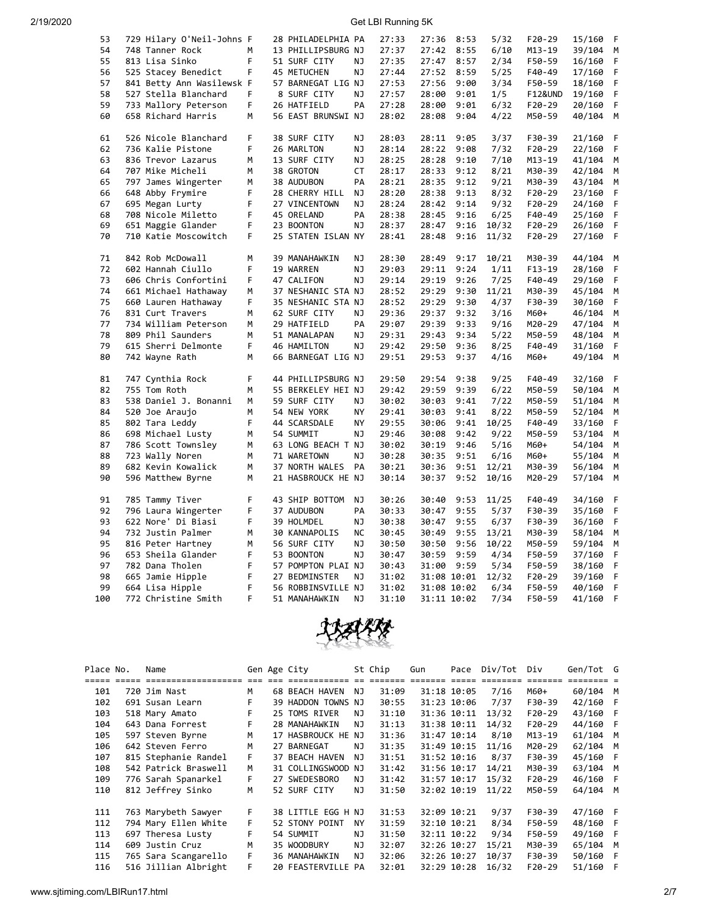| Place | No. | Name | Gen | Age | City | St | Chip | Gun | Pace | Div/Tot | Div | Gen/Tot | G |
|---|---|---|---|---|---|---|---|---|---|---|---|---|---|
| 53 | 729 | Hilary O'Neil-Johns | F | 28 | PHILADELPHIA | PA | 27:33 | 27:36 | 8:53 | 5/32 | F20-29 | 15/160 | F |
| 54 | 748 | Tanner Rock | M | 13 | PHILLIPSBURG | NJ | 27:37 | 27:42 | 8:55 | 6/10 | M13-19 | 39/104 | M |
| 55 | 813 | Lisa Sinko | F | 51 | SURF CITY | NJ | 27:35 | 27:47 | 8:57 | 2/34 | F50-59 | 16/160 | F |
| 56 | 525 | Stacey Benedict | F | 45 | METUCHEN | NJ | 27:44 | 27:52 | 8:59 | 5/25 | F40-49 | 17/160 | F |
| 57 | 841 | Betty Ann Wasilewsk | F | 57 | BARNEGAT LIG | NJ | 27:53 | 27:56 | 9:00 | 3/34 | F50-59 | 18/160 | F |
| 58 | 527 | Stella Blanchard | F | 8 | SURF CITY | NJ | 27:57 | 28:00 | 9:01 | 1/5 | F12&UND | 19/160 | F |
| 59 | 733 | Mallory Peterson | F | 26 | HATFIELD | PA | 27:28 | 28:00 | 9:01 | 6/32 | F20-29 | 20/160 | F |
| 60 | 658 | Richard Harris | M | 56 | EAST BRUNSWI | NJ | 28:02 | 28:08 | 9:04 | 4/22 | M50-59 | 40/104 | M |
| 61 | 526 | Nicole Blanchard | F | 38 | SURF CITY | NJ | 28:03 | 28:11 | 9:05 | 3/37 | F30-39 | 21/160 | F |
| 62 | 736 | Kalie Pistone | F | 26 | MARLTON | NJ | 28:14 | 28:22 | 9:08 | 7/32 | F20-29 | 22/160 | F |
| 63 | 836 | Trevor Lazarus | M | 13 | SURF CITY | NJ | 28:25 | 28:28 | 9:10 | 7/10 | M13-19 | 41/104 | M |
| 64 | 707 | Mike Micheli | M | 38 | GROTON | CT | 28:17 | 28:33 | 9:12 | 8/21 | M30-39 | 42/104 | M |
| 65 | 797 | James Wingerter | M | 38 | AUDUBON | PA | 28:21 | 28:35 | 9:12 | 9/21 | M30-39 | 43/104 | M |
| 66 | 648 | Abby Frymire | F | 28 | CHERRY HILL | NJ | 28:20 | 28:38 | 9:13 | 8/32 | F20-29 | 23/160 | F |
| 67 | 695 | Megan Lurty | F | 27 | VINCENTOWN | NJ | 28:24 | 28:42 | 9:14 | 9/32 | F20-29 | 24/160 | F |
| 68 | 708 | Nicole Miletto | F | 45 | ORELAND | PA | 28:38 | 28:45 | 9:16 | 6/25 | F40-49 | 25/160 | F |
| 69 | 651 | Maggie Glander | F | 23 | BOONTON | NJ | 28:37 | 28:47 | 9:16 | 10/32 | F20-29 | 26/160 | F |
| 70 | 710 | Katie Moscowitch | F | 25 | STATEN ISLAN | NY | 28:41 | 28:48 | 9:16 | 11/32 | F20-29 | 27/160 | F |
| 71 | 842 | Rob McDowall | M | 39 | MANAHAWKIN | NJ | 28:30 | 28:49 | 9:17 | 10/21 | M30-39 | 44/104 | M |
| 72 | 602 | Hannah Ciullo | F | 19 | WARREN | NJ | 29:03 | 29:11 | 9:24 | 1/11 | F13-19 | 28/160 | F |
| 73 | 606 | Chris Confortini | F | 47 | CALIFON | NJ | 29:14 | 29:19 | 9:26 | 7/25 | F40-49 | 29/160 | F |
| 74 | 661 | Michael Hathaway | M | 37 | NESHANIC STA | NJ | 28:52 | 29:29 | 9:30 | 11/21 | M30-39 | 45/104 | M |
| 75 | 660 | Lauren Hathaway | F | 35 | NESHANIC STA | NJ | 28:52 | 29:29 | 9:30 | 4/37 | F30-39 | 30/160 | F |
| 76 | 831 | Curt Travers | M | 62 | SURF CITY | NJ | 29:36 | 29:37 | 9:32 | 3/16 | M60+ | 46/104 | M |
| 77 | 734 | William Peterson | M | 29 | HATFIELD | PA | 29:07 | 29:39 | 9:33 | 9/16 | M20-29 | 47/104 | M |
| 78 | 809 | Phil Saunders | M | 51 | MANALAPAN | NJ | 29:31 | 29:43 | 9:34 | 5/22 | M50-59 | 48/104 | M |
| 79 | 615 | Sherri Delmonte | F | 46 | HAMILTON | NJ | 29:42 | 29:50 | 9:36 | 8/25 | F40-49 | 31/160 | F |
| 80 | 742 | Wayne Rath | M | 66 | BARNEGAT LIG | NJ | 29:51 | 29:53 | 9:37 | 4/16 | M60+ | 49/104 | M |
| 81 | 747 | Cynthia Rock | F | 44 | PHILLIPSBURG | NJ | 29:50 | 29:54 | 9:38 | 9/25 | F40-49 | 32/160 | F |
| 82 | 755 | Tom Roth | M | 55 | BERKELEY HEI | NJ | 29:42 | 29:59 | 9:39 | 6/22 | M50-59 | 50/104 | M |
| 83 | 538 | Daniel J. Bonanni | M | 59 | SURF CITY | NJ | 30:02 | 30:03 | 9:41 | 7/22 | M50-59 | 51/104 | M |
| 84 | 520 | Joe Araujo | M | 54 | NEW YORK | NY | 29:41 | 30:03 | 9:41 | 8/22 | M50-59 | 52/104 | M |
| 85 | 802 | Tara Leddy | F | 44 | SCARSDALE | NY | 29:55 | 30:06 | 9:41 | 10/25 | F40-49 | 33/160 | F |
| 86 | 698 | Michael Lusty | M | 54 | SUMMIT | NJ | 29:46 | 30:08 | 9:42 | 9/22 | M50-59 | 53/104 | M |
| 87 | 786 | Scott Townsley | M | 63 | LONG BEACH T | NJ | 30:02 | 30:19 | 9:46 | 5/16 | M60+ | 54/104 | M |
| 88 | 723 | Wally Noren | M | 71 | WARETOWN | NJ | 30:28 | 30:35 | 9:51 | 6/16 | M60+ | 55/104 | M |
| 89 | 682 | Kevin Kowalick | M | 37 | NORTH WALES | PA | 30:21 | 30:36 | 9:51 | 12/21 | M30-39 | 56/104 | M |
| 90 | 596 | Matthew Byrne | M | 21 | HASBROUCK HE | NJ | 30:14 | 30:37 | 9:52 | 10/16 | M20-29 | 57/104 | M |
| 91 | 785 | Tammy Tiver | F | 43 | SHIP BOTTOM | NJ | 30:26 | 30:40 | 9:53 | 11/25 | F40-49 | 34/160 | F |
| 92 | 796 | Laura Wingerter | F | 37 | AUDUBON | PA | 30:33 | 30:47 | 9:55 | 5/37 | F30-39 | 35/160 | F |
| 93 | 622 | Nore' Di Biasi | F | 39 | HOLMDEL | NJ | 30:38 | 30:47 | 9:55 | 6/37 | F30-39 | 36/160 | F |
| 94 | 732 | Justin Palmer | M | 30 | KANNAPOLIS | NC | 30:45 | 30:49 | 9:55 | 13/21 | M30-39 | 58/104 | M |
| 95 | 816 | Peter Hartney | M | 56 | SURF CITY | NJ | 30:50 | 30:50 | 9:56 | 10/22 | M50-59 | 59/104 | M |
| 96 | 653 | Sheila Glander | F | 53 | BOONTON | NJ | 30:47 | 30:59 | 9:59 | 4/34 | F50-59 | 37/160 | F |
| 97 | 782 | Dana Tholen | F | 57 | POMPTON PLAI | NJ | 30:43 | 31:00 | 9:59 | 5/34 | F50-59 | 38/160 | F |
| 98 | 665 | Jamie Hipple | F | 27 | BEDMINSTER | NJ | 31:02 | 31:08 | 10:01 | 12/32 | F20-29 | 39/160 | F |
| 99 | 664 | Lisa Hipple | F | 56 | ROBBINSVILLE | NJ | 31:02 | 31:08 | 10:02 | 6/34 | F50-59 | 40/160 | F |
| 100 | 772 | Christine Smith | F | 51 | MANAHAWKIN | NJ | 31:10 | 31:11 | 10:02 | 7/34 | F50-59 | 41/160 | F |
| 101 | 720 | Jim Nast | M | 68 | BEACH HAVEN | NJ | 31:09 | 31:18 | 10:05 | 7/16 | M60+ | 60/104 | M |
| 102 | 691 | Susan Learn | F | 39 | HADDON TOWNS | NJ | 30:55 | 31:23 | 10:06 | 7/37 | F30-39 | 42/160 | F |
| 103 | 518 | Mary Amato | F | 25 | TOMS RIVER | NJ | 31:10 | 31:36 | 10:11 | 13/32 | F20-29 | 43/160 | F |
| 104 | 643 | Dana Forrest | F | 28 | MANAHAWKIN | NJ | 31:13 | 31:38 | 10:11 | 14/32 | F20-29 | 44/160 | F |
| 105 | 597 | Steven Byrne | M | 17 | HASBROUCK HE | NJ | 31:36 | 31:47 | 10:14 | 8/10 | M13-19 | 61/104 | M |
| 106 | 642 | Steven Ferro | M | 27 | BARNEGAT | NJ | 31:35 | 31:49 | 10:15 | 11/16 | M20-29 | 62/104 | M |
| 107 | 815 | Stephanie Randel | F | 37 | BEACH HAVEN | NJ | 31:51 | 31:52 | 10:16 | 8/37 | F30-39 | 45/160 | F |
| 108 | 542 | Patrick Braswell | M | 31 | COLLINGSWOOD | NJ | 31:42 | 31:56 | 10:17 | 14/21 | M30-39 | 63/104 | M |
| 109 | 776 | Sarah Spanarkel | F | 27 | SWEDESBORO | NJ | 31:42 | 31:57 | 10:17 | 15/32 | F20-29 | 46/160 | F |
| 110 | 812 | Jeffrey Sinko | M | 52 | SURF CITY | NJ | 31:50 | 32:02 | 10:19 | 11/22 | M50-59 | 64/104 | M |
| 111 | 763 | Marybeth Sawyer | F | 38 | LITTLE EGG H | NJ | 31:53 | 32:09 | 10:21 | 9/37 | F30-39 | 47/160 | F |
| 112 | 794 | Mary Ellen White | F | 52 | STONY POINT | NY | 31:59 | 32:10 | 10:21 | 8/34 | F50-59 | 48/160 | F |
| 113 | 697 | Theresa Lusty | F | 54 | SUMMIT | NJ | 31:50 | 32:11 | 10:22 | 9/34 | F50-59 | 49/160 | F |
| 114 | 609 | Justin Cruz | M | 35 | WOODBURY | NJ | 32:07 | 32:26 | 10:27 | 15/21 | M30-39 | 65/104 | M |
| 115 | 765 | Sara Scangarello | F | 36 | MANAHAWKIN | NJ | 32:06 | 32:26 | 10:27 | 10/37 | F30-39 | 50/160 | F |
| 116 | 516 | Jillian Albright | F | 20 | FEASTERVILLE | PA | 32:01 | 32:29 | 10:28 | 16/32 | F20-29 | 51/160 | F |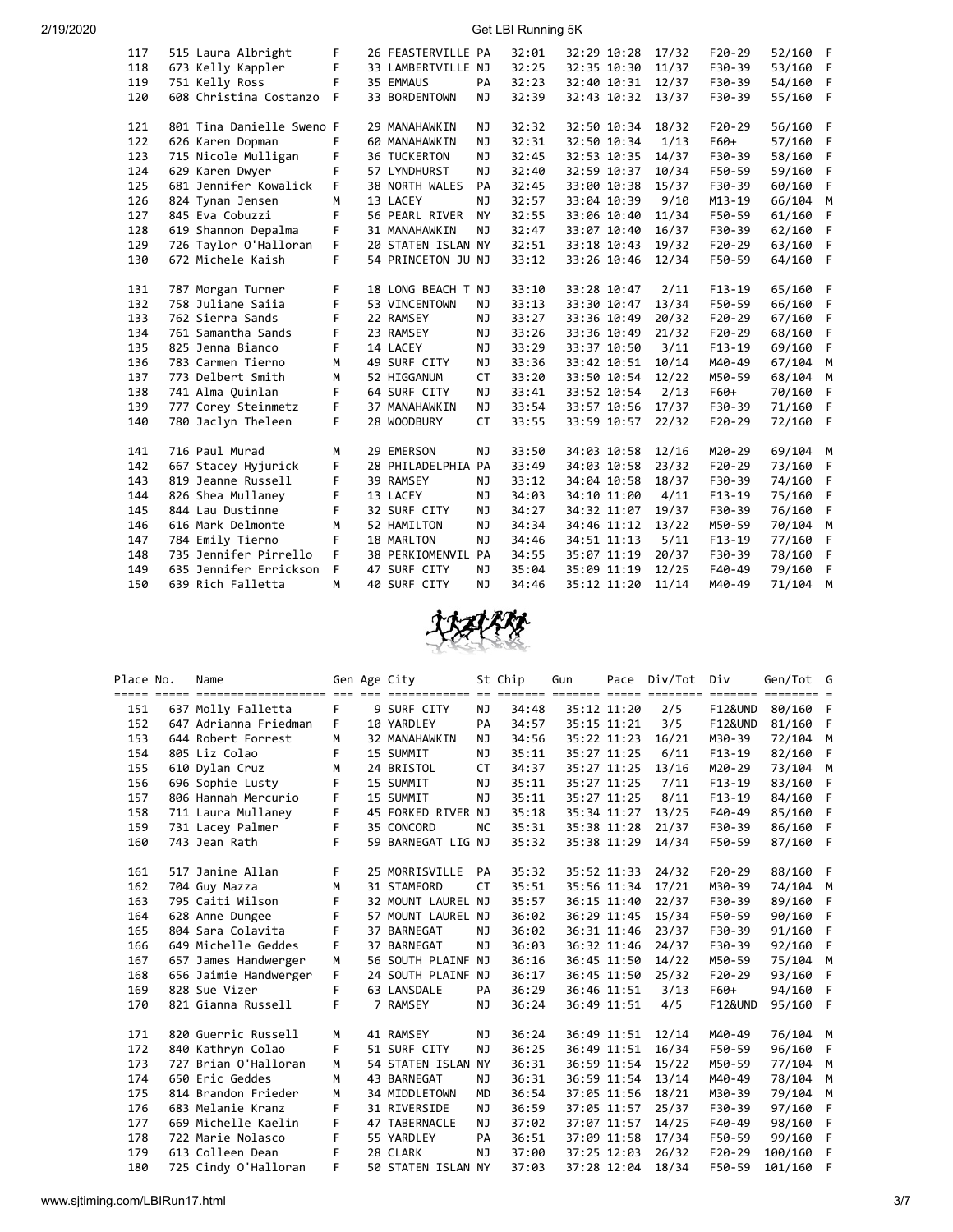| Place | No. | Name | Gen | Age | City | St | Chip | Gun | Pace | Div/Tot | Div | Gen/Tot | G |
|---|---|---|---|---|---|---|---|---|---|---|---|---|---|
| 117 | 515 | Laura Albright | F | 26 | FEASTERVILLE | PA | 32:01 | 32:29 | 10:28 | 17/32 | F20-29 | 52/160 | F |
| 118 | 673 | Kelly Kappler | F | 33 | LAMBERTVILLE | NJ | 32:25 | 32:35 | 10:30 | 11/37 | F30-39 | 53/160 | F |
| 119 | 751 | Kelly Ross | F | 35 | EMMAUS | PA | 32:23 | 32:40 | 10:31 | 12/37 | F30-39 | 54/160 | F |
| 120 | 608 | Christina Costanzo | F | 33 | BORDENTOWN | NJ | 32:39 | 32:43 | 10:32 | 13/37 | F30-39 | 55/160 | F |
| 121 | 801 | Tina Danielle Sweno | F | 29 | MANAHAWKIN | NJ | 32:32 | 32:50 | 10:34 | 18/32 | F20-29 | 56/160 | F |
| 122 | 626 | Karen Dopman | F | 60 | MANAHAWKIN | NJ | 32:31 | 32:50 | 10:34 | 1/13 | F60+ | 57/160 | F |
| 123 | 715 | Nicole Mulligan | F | 36 | TUCKERTON | NJ | 32:45 | 32:53 | 10:35 | 14/37 | F30-39 | 58/160 | F |
| 124 | 629 | Karen Dwyer | F | 57 | LYNDHURST | NJ | 32:40 | 32:59 | 10:37 | 10/34 | F50-59 | 59/160 | F |
| 125 | 681 | Jennifer Kowalick | F | 38 | NORTH WALES | PA | 32:45 | 33:00 | 10:38 | 15/37 | F30-39 | 60/160 | F |
| 126 | 824 | Tynan Jensen | M | 13 | LACEY | NJ | 32:57 | 33:04 | 10:39 | 9/10 | M13-19 | 66/104 | M |
| 127 | 845 | Eva Cobuzzi | F | 56 | PEARL RIVER | NY | 32:55 | 33:06 | 10:40 | 11/34 | F50-59 | 61/160 | F |
| 128 | 619 | Shannon Depalma | F | 31 | MANAHAWKIN | NJ | 32:47 | 33:07 | 10:40 | 16/37 | F30-39 | 62/160 | F |
| 129 | 726 | Taylor O'Halloran | F | 20 | STATEN ISLAN | NY | 32:51 | 33:18 | 10:43 | 19/32 | F20-29 | 63/160 | F |
| 130 | 672 | Michele Kaish | F | 54 | PRINCETON JU | NJ | 33:12 | 33:26 | 10:46 | 12/34 | F50-59 | 64/160 | F |
| 131 | 787 | Morgan Turner | F | 18 | LONG BEACH T | NJ | 33:10 | 33:28 | 10:47 | 2/11 | F13-19 | 65/160 | F |
| 132 | 758 | Juliane Saiia | F | 53 | VINCENTOWN | NJ | 33:13 | 33:30 | 10:47 | 13/34 | F50-59 | 66/160 | F |
| 133 | 762 | Sierra Sands | F | 22 | RAMSEY | NJ | 33:27 | 33:36 | 10:49 | 20/32 | F20-29 | 67/160 | F |
| 134 | 761 | Samantha Sands | F | 23 | RAMSEY | NJ | 33:26 | 33:36 | 10:49 | 21/32 | F20-29 | 68/160 | F |
| 135 | 825 | Jenna Bianco | F | 14 | LACEY | NJ | 33:29 | 33:37 | 10:50 | 3/11 | F13-19 | 69/160 | F |
| 136 | 783 | Carmen Tierno | M | 49 | SURF CITY | NJ | 33:36 | 33:42 | 10:51 | 10/14 | M40-49 | 67/104 | M |
| 137 | 773 | Delbert Smith | M | 52 | HIGGANUM | CT | 33:20 | 33:50 | 10:54 | 12/22 | M50-59 | 68/104 | M |
| 138 | 741 | Alma Quinlan | F | 64 | SURF CITY | NJ | 33:41 | 33:52 | 10:54 | 2/13 | F60+ | 70/160 | F |
| 139 | 777 | Corey Steinmetz | F | 37 | MANAHAWKIN | NJ | 33:54 | 33:57 | 10:56 | 17/37 | F30-39 | 71/160 | F |
| 140 | 780 | Jaclyn Theleen | F | 28 | WOODBURY | CT | 33:55 | 33:59 | 10:57 | 22/32 | F20-29 | 72/160 | F |
| 141 | 716 | Paul Murad | M | 29 | EMERSON | NJ | 33:50 | 34:03 | 10:58 | 12/16 | M20-29 | 69/104 | M |
| 142 | 667 | Stacey Hyjurick | F | 28 | PHILADELPHIA | PA | 33:49 | 34:03 | 10:58 | 23/32 | F20-29 | 73/160 | F |
| 143 | 819 | Jeanne Russell | F | 39 | RAMSEY | NJ | 33:12 | 34:04 | 10:58 | 18/37 | F30-39 | 74/160 | F |
| 144 | 826 | Shea Mullaney | F | 13 | LACEY | NJ | 34:03 | 34:10 | 11:00 | 4/11 | F13-19 | 75/160 | F |
| 145 | 844 | Lau Dustinne | F | 32 | SURF CITY | NJ | 34:27 | 34:32 | 11:07 | 19/37 | F30-39 | 76/160 | F |
| 146 | 616 | Mark Delmonte | M | 52 | HAMILTON | NJ | 34:34 | 34:46 | 11:12 | 13/22 | M50-59 | 70/104 | M |
| 147 | 784 | Emily Tierno | F | 18 | MARLTON | NJ | 34:46 | 34:51 | 11:13 | 5/11 | F13-19 | 77/160 | F |
| 148 | 735 | Jennifer Pirrello | F | 38 | PERKIOMENVIL | PA | 34:55 | 35:07 | 11:19 | 20/37 | F30-39 | 78/160 | F |
| 149 | 635 | Jennifer Errickson | F | 47 | SURF CITY | NJ | 35:04 | 35:09 | 11:19 | 12/25 | F40-49 | 79/160 | F |
| 150 | 639 | Rich Falletta | M | 40 | SURF CITY | NJ | 34:46 | 35:12 | 11:20 | 11/14 | M40-49 | 71/104 | M |

| Place | No. | Name | Gen | Age | City | St | Chip | Gun | Pace | Div/Tot | Div | Gen/Tot | G |
|---|---|---|---|---|---|---|---|---|---|---|---|---|---|
| 151 | 637 | Molly Falletta | F | 9 | SURF CITY | NJ | 34:48 | 35:12 | 11:20 | 2/5 | F12&UND | 80/160 | F |
| 152 | 647 | Adrianna Friedman | F | 10 | YARDLEY | PA | 34:57 | 35:15 | 11:21 | 3/5 | F12&UND | 81/160 | F |
| 153 | 644 | Robert Forrest | M | 32 | MANAHAWKIN | NJ | 34:56 | 35:22 | 11:23 | 16/21 | M30-39 | 72/104 | M |
| 154 | 805 | Liz Colao | F | 15 | SUMMIT | NJ | 35:11 | 35:27 | 11:25 | 6/11 | F13-19 | 82/160 | F |
| 155 | 610 | Dylan Cruz | M | 24 | BRISTOL | CT | 34:37 | 35:27 | 11:25 | 13/16 | M20-29 | 73/104 | M |
| 156 | 696 | Sophie Lusty | F | 15 | SUMMIT | NJ | 35:11 | 35:27 | 11:25 | 7/11 | F13-19 | 83/160 | F |
| 157 | 806 | Hannah Mercurio | F | 15 | SUMMIT | NJ | 35:11 | 35:27 | 11:25 | 8/11 | F13-19 | 84/160 | F |
| 158 | 711 | Laura Mullaney | F | 45 | FORKED RIVER | NJ | 35:18 | 35:34 | 11:27 | 13/25 | F40-49 | 85/160 | F |
| 159 | 731 | Lacey Palmer | F | 35 | CONCORD | NC | 35:31 | 35:38 | 11:28 | 21/37 | F30-39 | 86/160 | F |
| 160 | 743 | Jean Rath | F | 59 | BARNEGAT LIG | NJ | 35:32 | 35:38 | 11:29 | 14/34 | F50-59 | 87/160 | F |
| 161 | 517 | Janine Allan | F | 25 | MORRISVILLE | PA | 35:32 | 35:52 | 11:33 | 24/32 | F20-29 | 88/160 | F |
| 162 | 704 | Guy Mazza | M | 31 | STAMFORD | CT | 35:51 | 35:56 | 11:34 | 17/21 | M30-39 | 74/104 | M |
| 163 | 795 | Caiti Wilson | F | 32 | MOUNT LAUREL | NJ | 35:57 | 36:15 | 11:40 | 22/37 | F30-39 | 89/160 | F |
| 164 | 628 | Anne Dungee | F | 57 | MOUNT LAUREL | NJ | 36:02 | 36:29 | 11:45 | 15/34 | F50-59 | 90/160 | F |
| 165 | 804 | Sara Colavita | F | 37 | BARNEGAT | NJ | 36:02 | 36:31 | 11:46 | 23/37 | F30-39 | 91/160 | F |
| 166 | 649 | Michelle Geddes | F | 37 | BARNEGAT | NJ | 36:03 | 36:32 | 11:46 | 24/37 | F30-39 | 92/160 | F |
| 167 | 657 | James Handwerger | M | 56 | SOUTH PLAINF | NJ | 36:16 | 36:45 | 11:50 | 14/22 | M50-59 | 75/104 | M |
| 168 | 656 | Jaimie Handwerger | F | 24 | SOUTH PLAINF | NJ | 36:17 | 36:45 | 11:50 | 25/32 | F20-29 | 93/160 | F |
| 169 | 828 | Sue Vizer | F | 63 | LANSDALE | PA | 36:29 | 36:46 | 11:51 | 3/13 | F60+ | 94/160 | F |
| 170 | 821 | Gianna Russell | F | 7 | RAMSEY | NJ | 36:24 | 36:49 | 11:51 | 4/5 | F12&UND | 95/160 | F |
| 171 | 820 | Guerric Russell | M | 41 | RAMSEY | NJ | 36:24 | 36:49 | 11:51 | 12/14 | M40-49 | 76/104 | M |
| 172 | 840 | Kathryn Colao | F | 51 | SURF CITY | NJ | 36:25 | 36:49 | 11:51 | 16/34 | F50-59 | 96/160 | F |
| 173 | 727 | Brian O'Halloran | M | 54 | STATEN ISLAN | NY | 36:31 | 36:59 | 11:54 | 15/22 | M50-59 | 77/104 | M |
| 174 | 650 | Eric Geddes | M | 43 | BARNEGAT | NJ | 36:31 | 36:59 | 11:54 | 13/14 | M40-49 | 78/104 | M |
| 175 | 814 | Brandon Frieder | M | 34 | MIDDLETOWN | MD | 36:54 | 37:05 | 11:56 | 18/21 | M30-39 | 79/104 | M |
| 176 | 683 | Melanie Kranz | F | 31 | RIVERSIDE | NJ | 36:59 | 37:05 | 11:57 | 25/37 | F30-39 | 97/160 | F |
| 177 | 669 | Michelle Kaelin | F | 47 | TABERNACLE | NJ | 37:02 | 37:07 | 11:57 | 14/25 | F40-49 | 98/160 | F |
| 178 | 722 | Marie Nolasco | F | 55 | YARDLEY | PA | 36:51 | 37:09 | 11:58 | 17/34 | F50-59 | 99/160 | F |
| 179 | 613 | Colleen Dean | F | 28 | CLARK | NJ | 37:00 | 37:25 | 12:03 | 26/32 | F20-29 | 100/160 | F |
| 180 | 725 | Cindy O'Halloran | F | 50 | STATEN ISLAN | NY | 37:03 | 37:28 | 12:04 | 18/34 | F50-59 | 101/160 | F |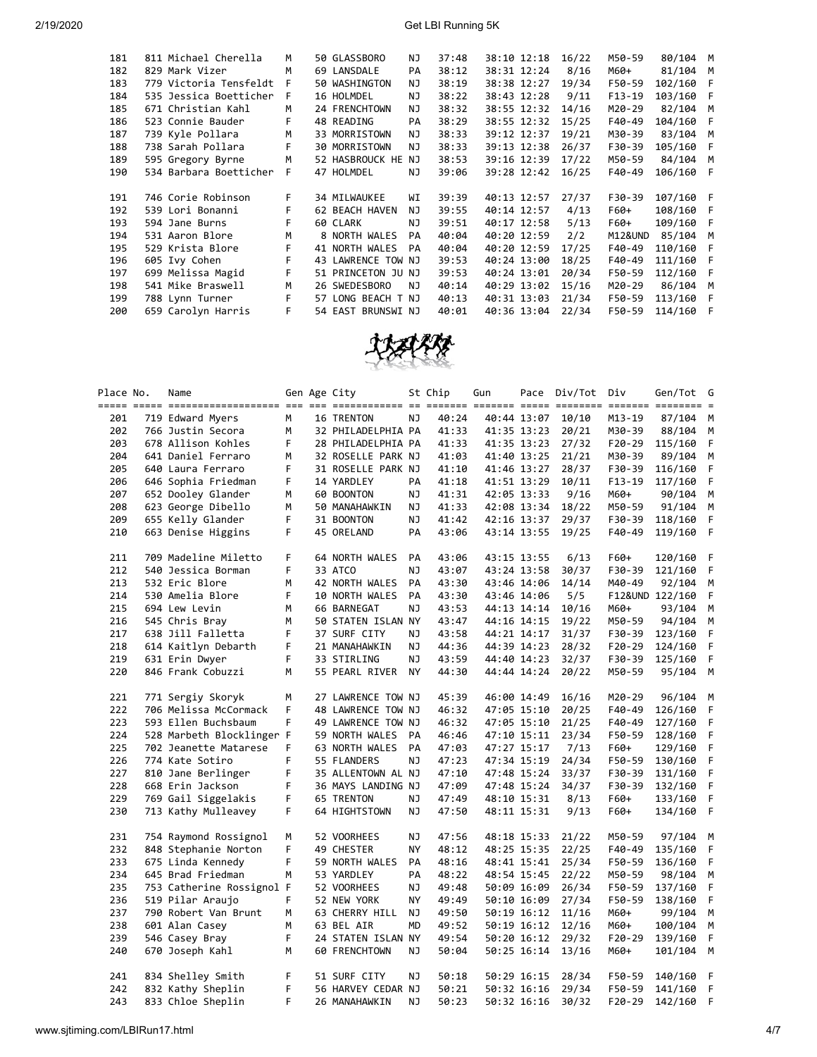| Place | No. | Name | Gen | Age | City | St | Chip | Gun | Pace | Div/Tot | Div | Gen/Tot | G |
|---|---|---|---|---|---|---|---|---|---|---|---|---|---|
| 181 | 811 | Michael Cherella | M | 50 | GLASSBORO | NJ | 37:48 | 38:10 | 12:18 | 16/22 | M50-59 | 80/104 | M |
| 182 | 829 | Mark Vizer | M | 69 | LANSDALE | PA | 38:12 | 38:31 | 12:24 | 8/16 | M60+ | 81/104 | M |
| 183 | 779 | Victoria Tensfeldt | F | 50 | WASHINGTON | NJ | 38:19 | 38:38 | 12:27 | 19/34 | F50-59 | 102/160 | F |
| 184 | 535 | Jessica Boetticher | F | 16 | HOLMDEL | NJ | 38:22 | 38:43 | 12:28 | 9/11 | F13-19 | 103/160 | F |
| 185 | 671 | Christian Kahl | M | 24 | FRENCHTOWN | NJ | 38:32 | 38:55 | 12:32 | 14/16 | M20-29 | 82/104 | M |
| 186 | 523 | Connie Bauder | F | 48 | READING | PA | 38:29 | 38:55 | 12:32 | 15/25 | F40-49 | 104/160 | F |
| 187 | 739 | Kyle Pollara | M | 33 | MORRISTOWN | NJ | 38:33 | 39:12 | 12:37 | 19/21 | M30-39 | 83/104 | M |
| 188 | 738 | Sarah Pollara | F | 30 | MORRISTOWN | NJ | 38:33 | 39:13 | 12:38 | 26/37 | F30-39 | 105/160 | F |
| 189 | 595 | Gregory Byrne | M | 52 | HASBROUCK HE | NJ | 38:53 | 39:16 | 12:39 | 17/22 | M50-59 | 84/104 | M |
| 190 | 534 | Barbara Boetticher | F | 47 | HOLMDEL | NJ | 39:06 | 39:28 | 12:42 | 16/25 | F40-49 | 106/160 | F |
| 191 | 746 | Corie Robinson | F | 34 | MILWAUKEE | WI | 39:39 | 40:13 | 12:57 | 27/37 | F30-39 | 107/160 | F |
| 192 | 539 | Lori Bonanni | F | 62 | BEACH HAVEN | NJ | 39:55 | 40:14 | 12:57 | 4/13 | F60+ | 108/160 | F |
| 193 | 594 | Jane Burns | F | 60 | CLARK | NJ | 39:51 | 40:17 | 12:58 | 5/13 | F60+ | 109/160 | F |
| 194 | 531 | Aaron Blore | M | 8 | NORTH WALES | PA | 40:04 | 40:20 | 12:59 | 2/2 | M12&UND | 85/104 | M |
| 195 | 529 | Krista Blore | F | 41 | NORTH WALES | PA | 40:04 | 40:20 | 12:59 | 17/25 | F40-49 | 110/160 | F |
| 196 | 605 | Ivy Cohen | F | 43 | LAWRENCE TOW | NJ | 39:53 | 40:24 | 13:00 | 18/25 | F40-49 | 111/160 | F |
| 197 | 699 | Melissa Magid | F | 51 | PRINCETON JU | NJ | 39:53 | 40:24 | 13:01 | 20/34 | F50-59 | 112/160 | F |
| 198 | 541 | Mike Braswell | M | 26 | SWEDESBORO | NJ | 40:14 | 40:29 | 13:02 | 15/16 | M20-29 | 86/104 | M |
| 199 | 788 | Lynn Turner | F | 57 | LONG BEACH T | NJ | 40:13 | 40:31 | 13:03 | 21/34 | F50-59 | 113/160 | F |
| 200 | 659 | Carolyn Harris | F | 54 | EAST BRUNSWI | NJ | 40:01 | 40:36 | 13:04 | 22/34 | F50-59 | 114/160 | F |

| Place | No. | Name | Gen | Age | City | St | Chip | Gun | Pace | Div/Tot | Div | Gen/Tot | G |
|---|---|---|---|---|---|---|---|---|---|---|---|---|---|
| 201 | 719 | Edward Myers | M | 16 | TRENTON | NJ | 40:24 | 40:44 | 13:07 | 10/10 | M13-19 | 87/104 | M |
| 202 | 766 | Justin Secora | M | 32 | PHILADELPHIA | PA | 41:33 | 41:35 | 13:23 | 20/21 | M30-39 | 88/104 | M |
| 203 | 678 | Allison Kohles | F | 28 | PHILADELPHIA | PA | 41:33 | 41:35 | 13:23 | 27/32 | F20-29 | 115/160 | F |
| 204 | 641 | Daniel Ferraro | M | 32 | ROSELLE PARK | NJ | 41:03 | 41:40 | 13:25 | 21/21 | M30-39 | 89/104 | M |
| 205 | 640 | Laura Ferraro | F | 31 | ROSELLE PARK | NJ | 41:10 | 41:46 | 13:27 | 28/37 | F30-39 | 116/160 | F |
| 206 | 646 | Sophia Friedman | F | 14 | YARDLEY | PA | 41:18 | 41:51 | 13:29 | 10/11 | F13-19 | 117/160 | F |
| 207 | 652 | Dooley Glander | M | 60 | BOONTON | NJ | 41:31 | 42:05 | 13:33 | 9/16 | M60+ | 90/104 | M |
| 208 | 623 | George Dibello | M | 50 | MANAHAWKIN | NJ | 41:33 | 42:08 | 13:34 | 18/22 | M50-59 | 91/104 | M |
| 209 | 655 | Kelly Glander | F | 31 | BOONTON | NJ | 41:42 | 42:16 | 13:37 | 29/37 | F30-39 | 118/160 | F |
| 210 | 663 | Denise Higgins | F | 45 | ORELAND | PA | 43:06 | 43:14 | 13:55 | 19/25 | F40-49 | 119/160 | F |
| 211 | 709 | Madeline Miletto | F | 64 | NORTH WALES | PA | 43:06 | 43:15 | 13:55 | 6/13 | F60+ | 120/160 | F |
| 212 | 540 | Jessica Borman | F | 33 | ATCO | NJ | 43:07 | 43:24 | 13:58 | 30/37 | F30-39 | 121/160 | F |
| 213 | 532 | Eric Blore | M | 42 | NORTH WALES | PA | 43:30 | 43:46 | 14:06 | 14/14 | M40-49 | 92/104 | M |
| 214 | 530 | Amelia Blore | F | 10 | NORTH WALES | PA | 43:30 | 43:46 | 14:06 | 5/5 | F12&UND | 122/160 | F |
| 215 | 694 | Lew Levin | M | 66 | BARNEGAT | NJ | 43:53 | 44:13 | 14:14 | 10/16 | M60+ | 93/104 | M |
| 216 | 545 | Chris Bray | M | 50 | STATEN ISLAN | NY | 43:47 | 44:16 | 14:15 | 19/22 | M50-59 | 94/104 | M |
| 217 | 638 | Jill Falletta | F | 37 | SURF CITY | NJ | 43:58 | 44:21 | 14:17 | 31/37 | F30-39 | 123/160 | F |
| 218 | 614 | Kaitlyn Debarth | F | 21 | MANAHAWKIN | NJ | 44:36 | 44:39 | 14:23 | 28/32 | F20-29 | 124/160 | F |
| 219 | 631 | Erin Dwyer | F | 33 | STIRLING | NJ | 43:59 | 44:40 | 14:23 | 32/37 | F30-39 | 125/160 | F |
| 220 | 846 | Frank Cobuzzi | M | 55 | PEARL RIVER | NY | 44:30 | 44:44 | 14:24 | 20/22 | M50-59 | 95/104 | M |
| 221 | 771 | Sergiy Skoryk | M | 27 | LAWRENCE TOW | NJ | 45:39 | 46:00 | 14:49 | 16/16 | M20-29 | 96/104 | M |
| 222 | 706 | Melissa McCormack | F | 48 | LAWRENCE TOW | NJ | 46:32 | 47:05 | 15:10 | 20/25 | F40-49 | 126/160 | F |
| 223 | 593 | Ellen Buchsbaum | F | 49 | LAWRENCE TOW | NJ | 46:32 | 47:05 | 15:10 | 21/25 | F40-49 | 127/160 | F |
| 224 | 528 | Marbeth Blocklinger | F | 59 | NORTH WALES | PA | 46:46 | 47:10 | 15:11 | 23/34 | F50-59 | 128/160 | F |
| 225 | 702 | Jeanette Matarese | F | 63 | NORTH WALES | PA | 47:03 | 47:27 | 15:17 | 7/13 | F60+ | 129/160 | F |
| 226 | 774 | Kate Sotiro | F | 55 | FLANDERS | NJ | 47:23 | 47:34 | 15:19 | 24/34 | F50-59 | 130/160 | F |
| 227 | 810 | Jane Berlinger | F | 35 | ALLENTOWN AL | NJ | 47:10 | 47:48 | 15:24 | 33/37 | F30-39 | 131/160 | F |
| 228 | 668 | Erin Jackson | F | 36 | MAYS LANDING | NJ | 47:09 | 47:48 | 15:24 | 34/37 | F30-39 | 132/160 | F |
| 229 | 769 | Gail Siggelakis | F | 65 | TRENTON | NJ | 47:49 | 48:10 | 15:31 | 8/13 | F60+ | 133/160 | F |
| 230 | 713 | Kathy Mulleavey | F | 64 | HIGHTSTOWN | NJ | 47:50 | 48:11 | 15:31 | 9/13 | F60+ | 134/160 | F |
| 231 | 754 | Raymond Rossignol | M | 52 | VOORHEES | NJ | 47:56 | 48:18 | 15:33 | 21/22 | M50-59 | 97/104 | M |
| 232 | 848 | Stephanie Norton | F | 49 | CHESTER | NY | 48:12 | 48:25 | 15:35 | 22/25 | F40-49 | 135/160 | F |
| 233 | 675 | Linda Kennedy | F | 59 | NORTH WALES | PA | 48:16 | 48:41 | 15:41 | 25/34 | F50-59 | 136/160 | F |
| 234 | 645 | Brad Friedman | M | 53 | YARDLEY | PA | 48:22 | 48:54 | 15:45 | 22/22 | M50-59 | 98/104 | M |
| 235 | 753 | Catherine Rossignol | F | 52 | VOORHEES | NJ | 49:48 | 50:09 | 16:09 | 26/34 | F50-59 | 137/160 | F |
| 236 | 519 | Pilar Araujo | F | 52 | NEW YORK | NY | 49:49 | 50:10 | 16:09 | 27/34 | F50-59 | 138/160 | F |
| 237 | 790 | Robert Van Brunt | M | 63 | CHERRY HILL | NJ | 49:50 | 50:19 | 16:12 | 11/16 | M60+ | 99/104 | M |
| 238 | 601 | Alan Casey | M | 63 | BEL AIR | MD | 49:52 | 50:19 | 16:12 | 12/16 | M60+ | 100/104 | M |
| 239 | 546 | Casey Bray | F | 24 | STATEN ISLAN | NY | 49:54 | 50:20 | 16:12 | 29/32 | F20-29 | 139/160 | F |
| 240 | 670 | Joseph Kahl | M | 60 | FRENCHTOWN | NJ | 50:04 | 50:25 | 16:14 | 13/16 | M60+ | 101/104 | M |
| 241 | 834 | Shelley Smith | F | 51 | SURF CITY | NJ | 50:18 | 50:29 | 16:15 | 28/34 | F50-59 | 140/160 | F |
| 242 | 832 | Kathy Sheplin | F | 56 | HARVEY CEDAR | NJ | 50:21 | 50:32 | 16:16 | 29/34 | F50-59 | 141/160 | F |
| 243 | 833 | Chloe Sheplin | F | 26 | MANAHAWKIN | NJ | 50:23 | 50:32 | 16:16 | 30/32 | F20-29 | 142/160 | F |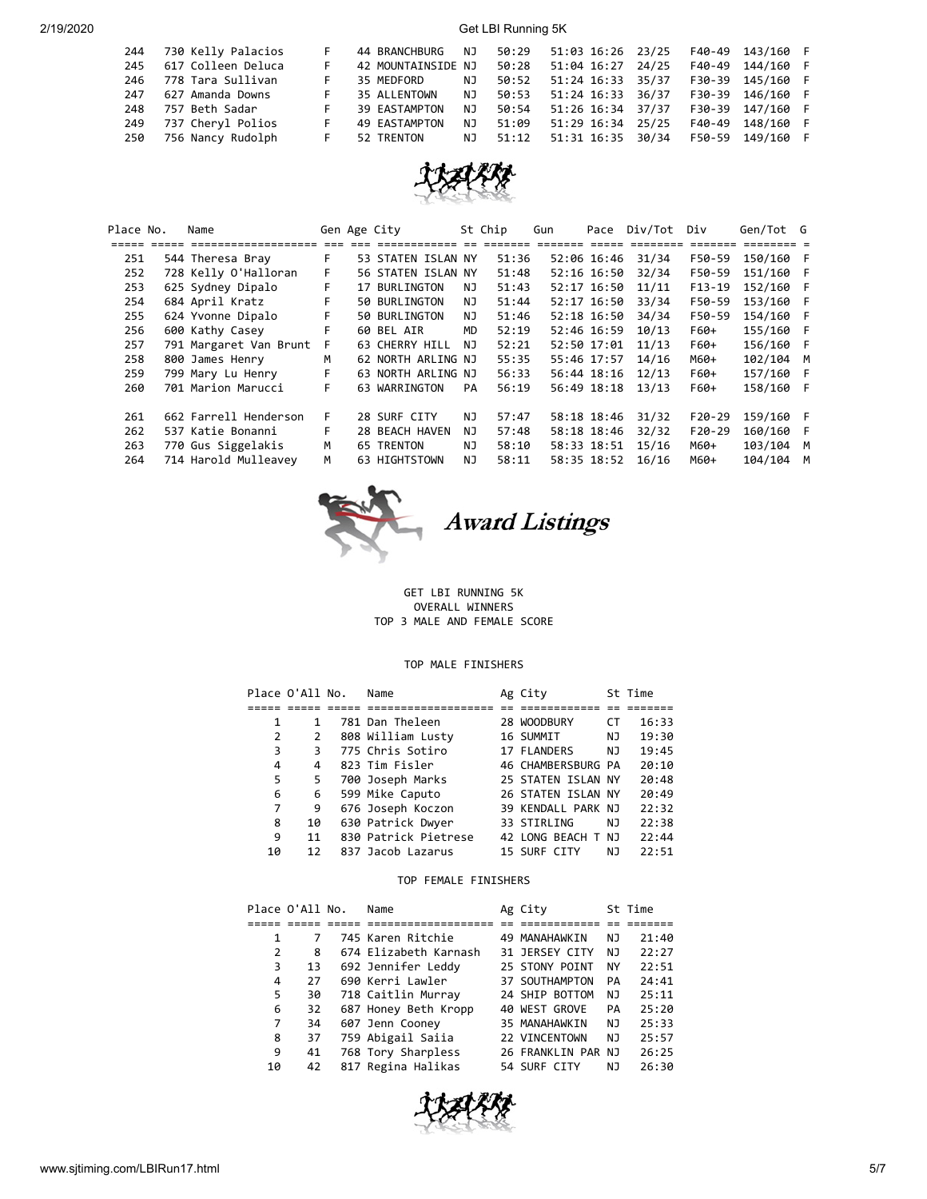| Place | No. | Name | Gen | Age | City | St | Chip | Gun | Pace | Div/Tot | Div | Gen/Tot | G |
|---|---|---|---|---|---|---|---|---|---|---|---|---|---|
| 244 | 730 | Kelly Palacios | F | 44 | BRANCHBURG | NJ | 50:29 | 51:03 | 16:26 | 23/25 | F40-49 | 143/160 | F |
| 245 | 617 | Colleen Deluca | F | 42 | MOUNTAINSIDE | NJ | 50:28 | 51:04 | 16:27 | 24/25 | F40-49 | 144/160 | F |
| 246 | 778 | Tara Sullivan | F | 35 | MEDFORD | NJ | 50:52 | 51:24 | 16:33 | 35/37 | F30-39 | 145/160 | F |
| 247 | 627 | Amanda Downs | F | 35 | ALLENTOWN | NJ | 50:53 | 51:24 | 16:33 | 36/37 | F30-39 | 146/160 | F |
| 248 | 757 | Beth Sadar | F | 39 | EASTAMPTON | NJ | 50:54 | 51:26 | 16:34 | 37/37 | F30-39 | 147/160 | F |
| 249 | 737 | Cheryl Polios | F | 49 | EASTAMPTON | NJ | 51:09 | 51:29 | 16:34 | 25/25 | F40-49 | 148/160 | F |
| 250 | 756 | Nancy Rudolph | F | 52 | TRENTON | NJ | 51:12 | 51:31 | 16:35 | 30/34 | F50-59 | 149/160 | F |
| 251 | 544 | Theresa Bray | F | 53 | STATEN ISLAN | NY | 51:36 | 52:06 | 16:46 | 31/34 | F50-59 | 150/160 | F |
| 252 | 728 | Kelly O'Halloran | F | 56 | STATEN ISLAN | NY | 51:48 | 52:16 | 16:50 | 32/34 | F50-59 | 151/160 | F |
| 253 | 625 | Sydney Dipalo | F | 17 | BURLINGTON | NJ | 51:43 | 52:17 | 16:50 | 11/11 | F13-19 | 152/160 | F |
| 254 | 684 | April Kratz | F | 50 | BURLINGTON | NJ | 51:44 | 52:17 | 16:50 | 33/34 | F50-59 | 153/160 | F |
| 255 | 624 | Yvonne Dipalo | F | 50 | BURLINGTON | NJ | 51:46 | 52:18 | 16:50 | 34/34 | F50-59 | 154/160 | F |
| 256 | 600 | Kathy Casey | F | 60 | BEL AIR | MD | 52:19 | 52:46 | 16:59 | 10/13 | F60+ | 155/160 | F |
| 257 | 791 | Margaret Van Brunt | F | 63 | CHERRY HILL | NJ | 52:21 | 52:50 | 17:01 | 11/13 | F60+ | 156/160 | F |
| 258 | 800 | James Henry | M | 62 | NORTH ARLING | NJ | 55:35 | 55:46 | 17:57 | 14/16 | M60+ | 102/104 | M |
| 259 | 799 | Mary Lu Henry | F | 63 | NORTH ARLING | NJ | 56:33 | 56:44 | 18:16 | 12/13 | F60+ | 157/160 | F |
| 260 | 701 | Marion Marucci | F | 63 | WARRINGTON | PA | 56:19 | 56:49 | 18:18 | 13/13 | F60+ | 158/160 | F |
| 261 | 662 | Farrell Henderson | F | 28 | SURF CITY | NJ | 57:47 | 58:18 | 18:46 | 31/32 | F20-29 | 159/160 | F |
| 262 | 537 | Katie Bonanni | F | 28 | BEACH HAVEN | NJ | 57:48 | 58:18 | 18:46 | 32/32 | F20-29 | 160/160 | F |
| 263 | 770 | Gus Siggelakis | M | 65 | TRENTON | NJ | 58:10 | 58:33 | 18:51 | 15/16 | M60+ | 103/104 | M |
| 264 | 714 | Harold Mulleavey | M | 63 | HIGHTSTOWN | NJ | 58:11 | 58:35 | 18:52 | 16/16 | M60+ | 104/104 | M |

## *Award Listings*

GET LBI RUNNING 5K
OVERALL WINNERS
TOP 3 MALE AND FEMALE SCORE

### TOP MALE FINISHERS

| Place | O'All | No. | Name | Ag | City | St | Time |
|---|---|---|---|---|---|---|---|
| 1 | 1 | 781 | Dan Theleen | 28 | WOODBURY | CT | 16:33 |
| 2 | 2 | 808 | William Lusty | 16 | SUMMIT | NJ | 19:30 |
| 3 | 3 | 775 | Chris Sotiro | 17 | FLANDERS | NJ | 19:45 |
| 4 | 4 | 823 | Tim Fisler | 46 | CHAMBERSBURG | PA | 20:10 |
| 5 | 5 | 700 | Joseph Marks | 25 | STATEN ISLAN | NY | 20:48 |
| 6 | 6 | 599 | Mike Caputo | 26 | STATEN ISLAN | NY | 20:49 |
| 7 | 9 | 676 | Joseph Koczon | 39 | KENDALL PARK | NJ | 22:32 |
| 8 | 10 | 630 | Patrick Dwyer | 33 | STIRLING | NJ | 22:38 |
| 9 | 11 | 830 | Patrick Pietrese | 42 | LONG BEACH T | NJ | 22:44 |
| 10 | 12 | 837 | Jacob Lazarus | 15 | SURF CITY | NJ | 22:51 |

### TOP FEMALE FINISHERS

| Place | O'All | No. | Name | Ag | City | St | Time |
|---|---|---|---|---|---|---|---|
| 1 | 7 | 745 | Karen Ritchie | 49 | MANAHAWKIN | NJ | 21:40 |
| 2 | 8 | 674 | Elizabeth Karnash | 31 | JERSEY CITY | NJ | 22:27 |
| 3 | 13 | 692 | Jennifer Leddy | 25 | STONY POINT | NY | 22:51 |
| 4 | 27 | 690 | Kerri Lawler | 37 | SOUTHAMPTON | PA | 24:41 |
| 5 | 30 | 718 | Caitlin Murray | 24 | SHIP BOTTOM | NJ | 25:11 |
| 6 | 32 | 687 | Honey Beth Kropp | 40 | WEST GROVE | PA | 25:20 |
| 7 | 34 | 607 | Jenn Cooney | 35 | MANAHAWKIN | NJ | 25:33 |
| 8 | 37 | 759 | Abigail Saiia | 22 | VINCENTOWN | NJ | 25:57 |
| 9 | 41 | 768 | Tory Sharpless | 26 | FRANKLIN PAR | NJ | 26:25 |
| 10 | 42 | 817 | Regina Halikas | 54 | SURF CITY | NJ | 26:30 |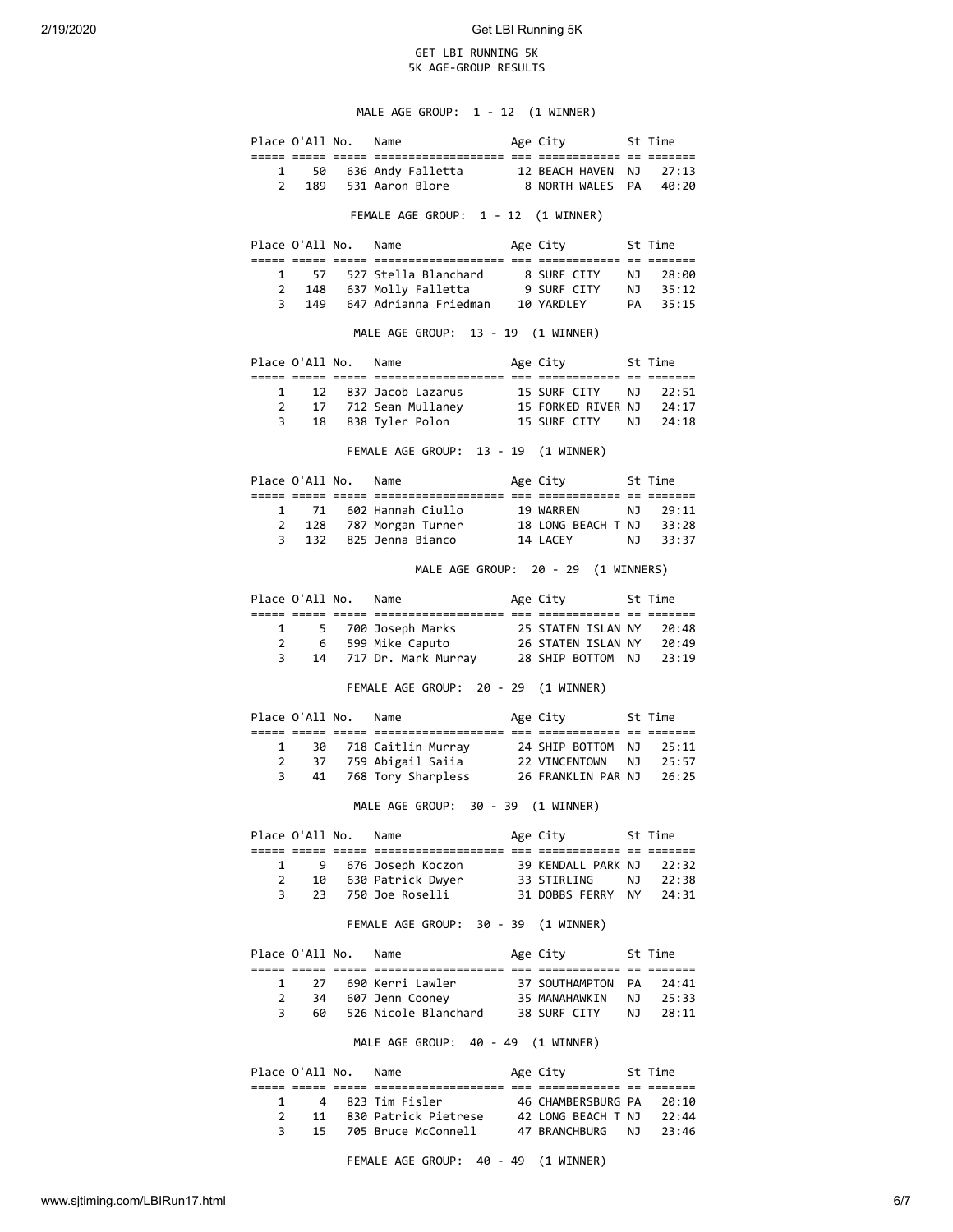# GET LBI RUNNING 5K
## 5K AGE-GROUP RESULTS

### MALE AGE GROUP: 1 - 12 (1 WINNER)

| Place | O'All | No. | Name | Age | City | St | Time |
|---|---|---|---|---|---|---|---|
| 1 | 50 | 636 | Andy Falletta | 12 | BEACH HAVEN | NJ | 27:13 |
| 2 | 189 | 531 | Aaron Blore | 8 | NORTH WALES | PA | 40:20 |

### FEMALE AGE GROUP: 1 - 12 (1 WINNER)

| Place | O'All | No. | Name | Age | City | St | Time |
|---|---|---|---|---|---|---|---|
| 1 | 57 | 527 | Stella Blanchard | 8 | SURF CITY | NJ | 28:00 |
| 2 | 148 | 637 | Molly Falletta | 9 | SURF CITY | NJ | 35:12 |
| 3 | 149 | 647 | Adrianna Friedman | 10 | YARDLEY | PA | 35:15 |

### MALE AGE GROUP: 13 - 19 (1 WINNER)

| Place | O'All | No. | Name | Age | City | St | Time |
|---|---|---|---|---|---|---|---|
| 1 | 12 | 837 | Jacob Lazarus | 15 | SURF CITY | NJ | 22:51 |
| 2 | 17 | 712 | Sean Mullaney | 15 | FORKED RIVER | NJ | 24:17 |
| 3 | 18 | 838 | Tyler Polon | 15 | SURF CITY | NJ | 24:18 |

### FEMALE AGE GROUP: 13 - 19 (1 WINNER)

| Place | O'All | No. | Name | Age | City | St | Time |
|---|---|---|---|---|---|---|---|
| 1 | 71 | 602 | Hannah Ciullo | 19 | WARREN | NJ | 29:11 |
| 2 | 128 | 787 | Morgan Turner | 18 | LONG BEACH T | NJ | 33:28 |
| 3 | 132 | 825 | Jenna Bianco | 14 | LACEY | NJ | 33:37 |

### MALE AGE GROUP: 20 - 29 (1 WINNERS)

| Place | O'All | No. | Name | Age | City | St | Time |
|---|---|---|---|---|---|---|---|
| 1 | 5 | 700 | Joseph Marks | 25 | STATEN ISLAN | NY | 20:48 |
| 2 | 6 | 599 | Mike Caputo | 26 | STATEN ISLAN | NY | 20:49 |
| 3 | 14 | 717 | Dr. Mark Murray | 28 | SHIP BOTTOM | NJ | 23:19 |

### FEMALE AGE GROUP: 20 - 29 (1 WINNER)

| Place | O'All | No. | Name | Age | City | St | Time |
|---|---|---|---|---|---|---|---|
| 1 | 30 | 718 | Caitlin Murray | 24 | SHIP BOTTOM | NJ | 25:11 |
| 2 | 37 | 759 | Abigail Saiia | 22 | VINCENTOWN | NJ | 25:57 |
| 3 | 41 | 768 | Tory Sharpless | 26 | FRANKLIN PAR | NJ | 26:25 |

### MALE AGE GROUP: 30 - 39 (1 WINNER)

| Place | O'All | No. | Name | Age | City | St | Time |
|---|---|---|---|---|---|---|---|
| 1 | 9 | 676 | Joseph Koczon | 39 | KENDALL PARK | NJ | 22:32 |
| 2 | 10 | 630 | Patrick Dwyer | 33 | STIRLING | NJ | 22:38 |
| 3 | 23 | 750 | Joe Roselli | 31 | DOBBS FERRY | NY | 24:31 |

### FEMALE AGE GROUP: 30 - 39 (1 WINNER)

| Place | O'All | No. | Name | Age | City | St | Time |
|---|---|---|---|---|---|---|---|
| 1 | 27 | 690 | Kerri Lawler | 37 | SOUTHAMPTON | PA | 24:41 |
| 2 | 34 | 607 | Jenn Cooney | 35 | MANAHAWKIN | NJ | 25:33 |
| 3 | 60 | 526 | Nicole Blanchard | 38 | SURF CITY | NJ | 28:11 |

### MALE AGE GROUP: 40 - 49 (1 WINNER)

| Place | O'All | No. | Name | Age | City | St | Time |
|---|---|---|---|---|---|---|---|
| 1 | 4 | 823 | Tim Fisler | 46 | CHAMBERSBURG | PA | 20:10 |
| 2 | 11 | 830 | Patrick Pietrese | 42 | LONG BEACH T | NJ | 22:44 |
| 3 | 15 | 705 | Bruce McConnell | 47 | BRANCHBURG | NJ | 23:46 |

### FEMALE AGE GROUP: 40 - 49 (1 WINNER)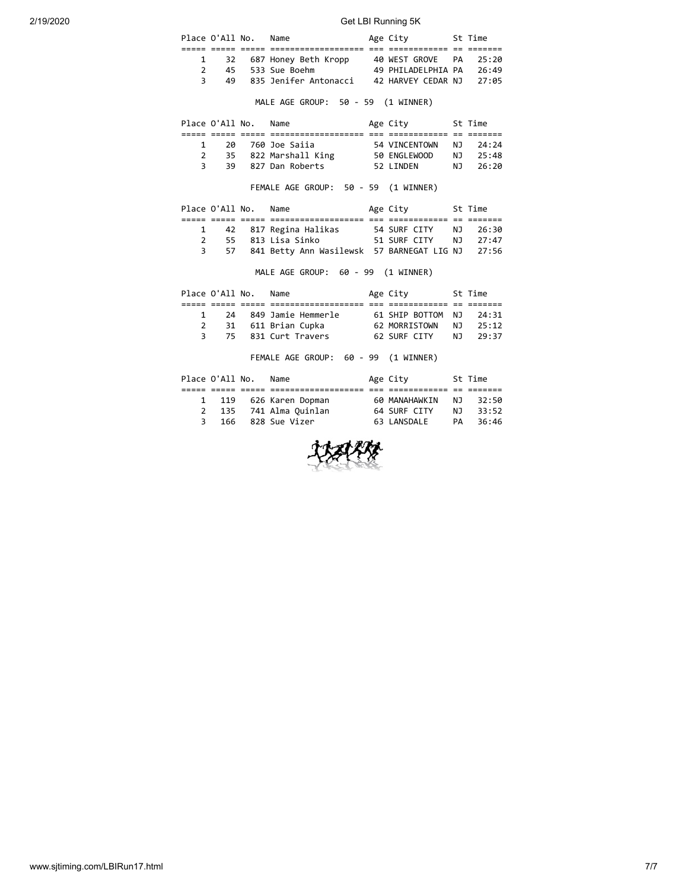| Place | O'All | No. | Name | Age | City | St | Time |
| --- | --- | --- | --- | --- | --- | --- | --- |
| 1 | 32 | 687 | Honey Beth Kropp | 40 | WEST GROVE | PA | 25:20 |
| 2 | 45 | 533 | Sue Boehm | 49 | PHILADELPHIA | PA | 26:49 |
| 3 | 49 | 835 | Jenifer Antonacci | 42 | HARVEY CEDAR | NJ | 27:05 |

MALE AGE GROUP: 50 - 59 (1 WINNER)

| Place | O'All | No. | Name | Age | City | St | Time |
| --- | --- | --- | --- | --- | --- | --- | --- |
| 1 | 20 | 760 | Joe Saiia | 54 | VINCENTOWN | NJ | 24:24 |
| 2 | 35 | 822 | Marshall King | 50 | ENGLEWOOD | NJ | 25:48 |
| 3 | 39 | 827 | Dan Roberts | 52 | LINDEN | NJ | 26:20 |

FEMALE AGE GROUP: 50 - 59 (1 WINNER)

| Place | O'All | No. | Name | Age | City | St | Time |
| --- | --- | --- | --- | --- | --- | --- | --- |
| 1 | 42 | 817 | Regina Halikas | 54 | SURF CITY | NJ | 26:30 |
| 2 | 55 | 813 | Lisa Sinko | 51 | SURF CITY | NJ | 27:47 |
| 3 | 57 | 841 | Betty Ann Wasilewsk | 57 | BARNEGAT LIG | NJ | 27:56 |

MALE AGE GROUP: 60 - 99 (1 WINNER)

| Place | O'All | No. | Name | Age | City | St | Time |
| --- | --- | --- | --- | --- | --- | --- | --- |
| 1 | 24 | 849 | Jamie Hemmerle | 61 | SHIP BOTTOM | NJ | 24:31 |
| 2 | 31 | 611 | Brian Cupka | 62 | MORRISTOWN | NJ | 25:12 |
| 3 | 75 | 831 | Curt Travers | 62 | SURF CITY | NJ | 29:37 |

FEMALE AGE GROUP: 60 - 99 (1 WINNER)

| Place | O'All | No. | Name | Age | City | St | Time |
| --- | --- | --- | --- | --- | --- | --- | --- |
| 1 | 119 | 626 | Karen Dopman | 60 | MANAHAWKIN | NJ | 32:50 |
| 2 | 135 | 741 | Alma Quinlan | 64 | SURF CITY | NJ | 33:52 |
| 3 | 166 | 828 | Sue Vizer | 63 | LANSDALE | PA | 36:46 |